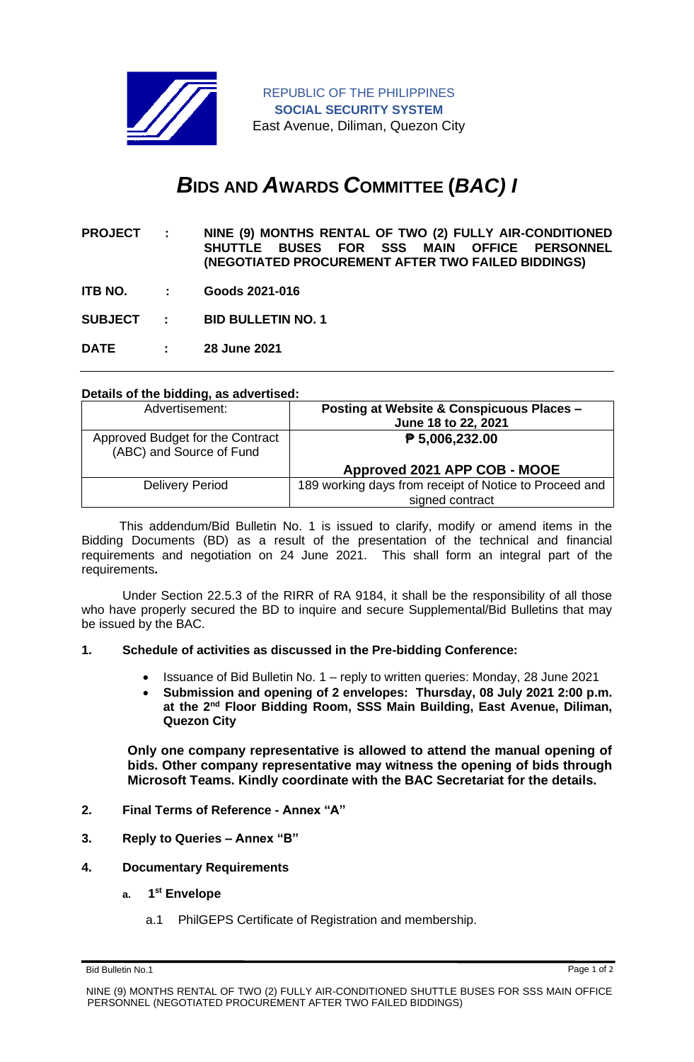REPUBLIC OF THE PHILIPPINES
**SOCIAL SECURITY SYSTEM**
East Avenue, Diliman, Quezon City

# *B*IDS AND *A*WARDS *C*OMMITTEE (*BAC) I*

**PROJECT : NINE (9) MONTHS RENTAL OF TWO (2) FULLY AIR-CONDITIONED SHUTTLE BUSES FOR SSS MAIN OFFICE PERSONNEL (NEGOTIATED PROCUREMENT AFTER TWO FAILED BIDDINGS)**

**ITB NO. : Goods 2021-016**

**SUBJECT : BID BULLETIN NO. 1**

**DATE : 28 June 2021**

---

**Details of the bidding, as advertised:**

| Advertisement: | **Posting at Website & Conspicuous Places – June 18 to 22, 2021** |
|---|---|
| Approved Budget for the Contract (ABC) and Source of Fund | **₱ 5,006,232.00**<br><br>**Approved 2021 APP COB - MOOE** |
| Delivery Period | 189 working days from receipt of Notice to Proceed and signed contract |

This addendum/Bid Bulletin No. 1 is issued to clarify, modify or amend items in the Bidding Documents (BD) as a result of the presentation of the technical and financial requirements and negotiation on 24 June 2021. This shall form an integral part of the requirements**.**

Under Section 22.5.3 of the RIRR of RA 9184, it shall be the responsibility of all those who have properly secured the BD to inquire and secure Supplemental/Bid Bulletins that may be issued by the BAC.

**1. Schedule of activities as discussed in the Pre-bidding Conference:**

- Issuance of Bid Bulletin No. 1 – reply to written queries: Monday, 28 June 2021
- **Submission and opening of 2 envelopes: Thursday, 08 July 2021 2:00 p.m. at the 2nd Floor Bidding Room, SSS Main Building, East Avenue, Diliman, Quezon City**

**Only one company representative is allowed to attend the manual opening of bids. Other company representative may witness the opening of bids through Microsoft Teams. Kindly coordinate with the BAC Secretariat for the details.**

**2. Final Terms of Reference - Annex "A"**

**3. Reply to Queries – Annex "B"**

**4. Documentary Requirements**

**a. 1st Envelope**

a.1 PhilGEPS Certificate of Registration and membership.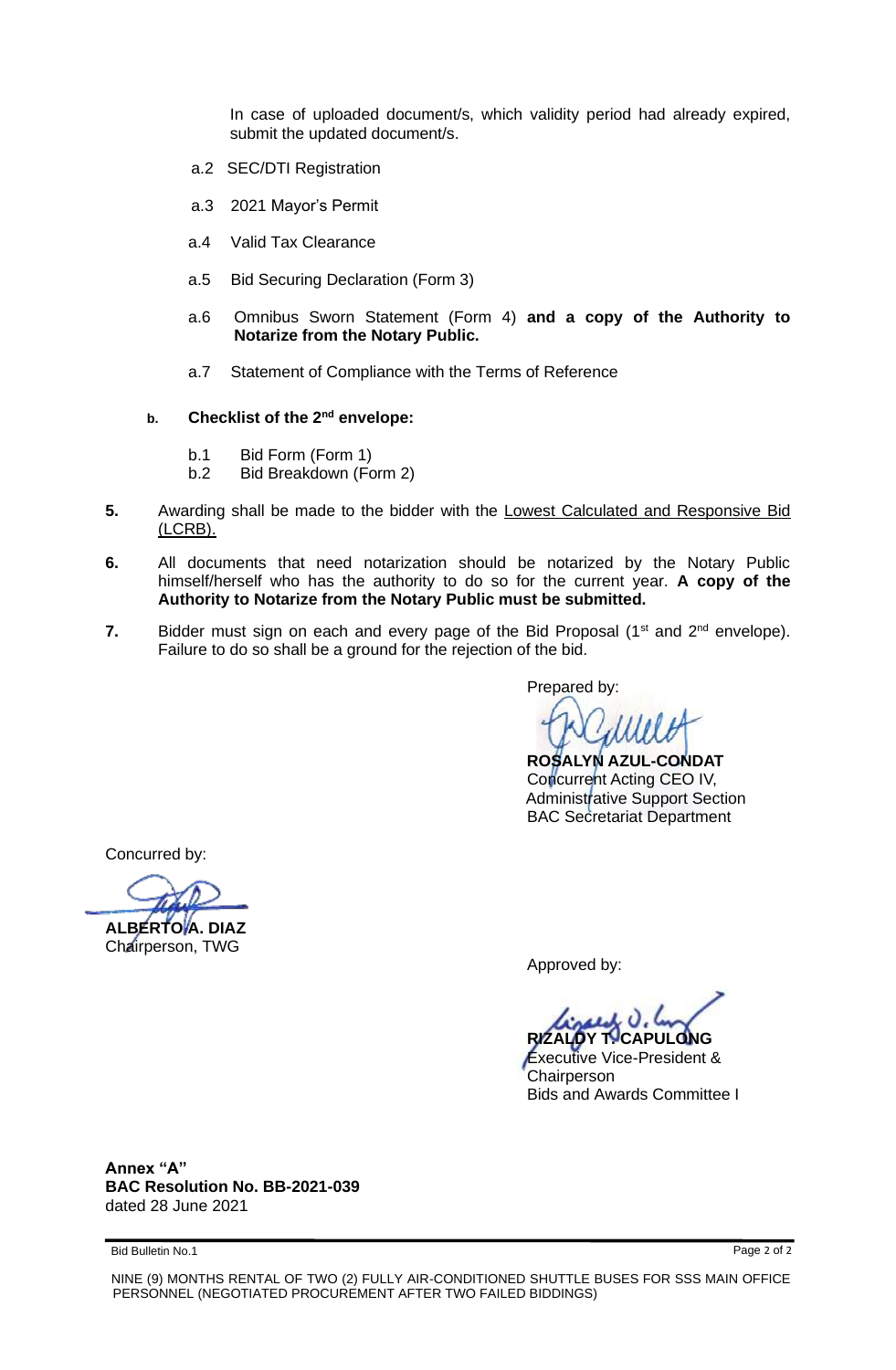In case of uploaded document/s, which validity period had already expired, submit the updated document/s.

a.2 SEC/DTI Registration

a.3 2021 Mayor's Permit

a.4 Valid Tax Clearance

a.5 Bid Securing Declaration (Form 3)

a.6 Omnibus Sworn Statement (Form 4) **and a copy of the Authority to Notarize from the Notary Public.**

a.7 Statement of Compliance with the Terms of Reference

**b. Checklist of the 2nd envelope:**

b.1 Bid Form (Form 1)
b.2 Bid Breakdown (Form 2)

**5.** Awarding shall be made to the bidder with the Lowest Calculated and Responsive Bid (LCRB).

**6.** All documents that need notarization should be notarized by the Notary Public himself/herself who has the authority to do so for the current year. **A copy of the Authority to Notarize from the Notary Public must be submitted.**

**7.** Bidder must sign on each and every page of the Bid Proposal (1st and 2nd envelope). Failure to do so shall be a ground for the rejection of the bid.

Prepared by:

**ROSALYN AZUL-CONDAT**
Concurrent Acting CEO IV,
Administrative Support Section
BAC Secretariat Department

Concurred by:

**ALBERTO A. DIAZ**
Chairperson, TWG

Approved by:

**RIZALDY T. CAPULONG**
Executive Vice-President &
Chairperson
Bids and Awards Committee I

**Annex "A"**
**BAC Resolution No. BB-2021-039**
dated 28 June 2021

Bid Bulletin No.1

NINE (9) MONTHS RENTAL OF TWO (2) FULLY AIR-CONDITIONED SHUTTLE BUSES FOR SSS MAIN OFFICE PERSONNEL (NEGOTIATED PROCUREMENT AFTER TWO FAILED BIDDINGS)